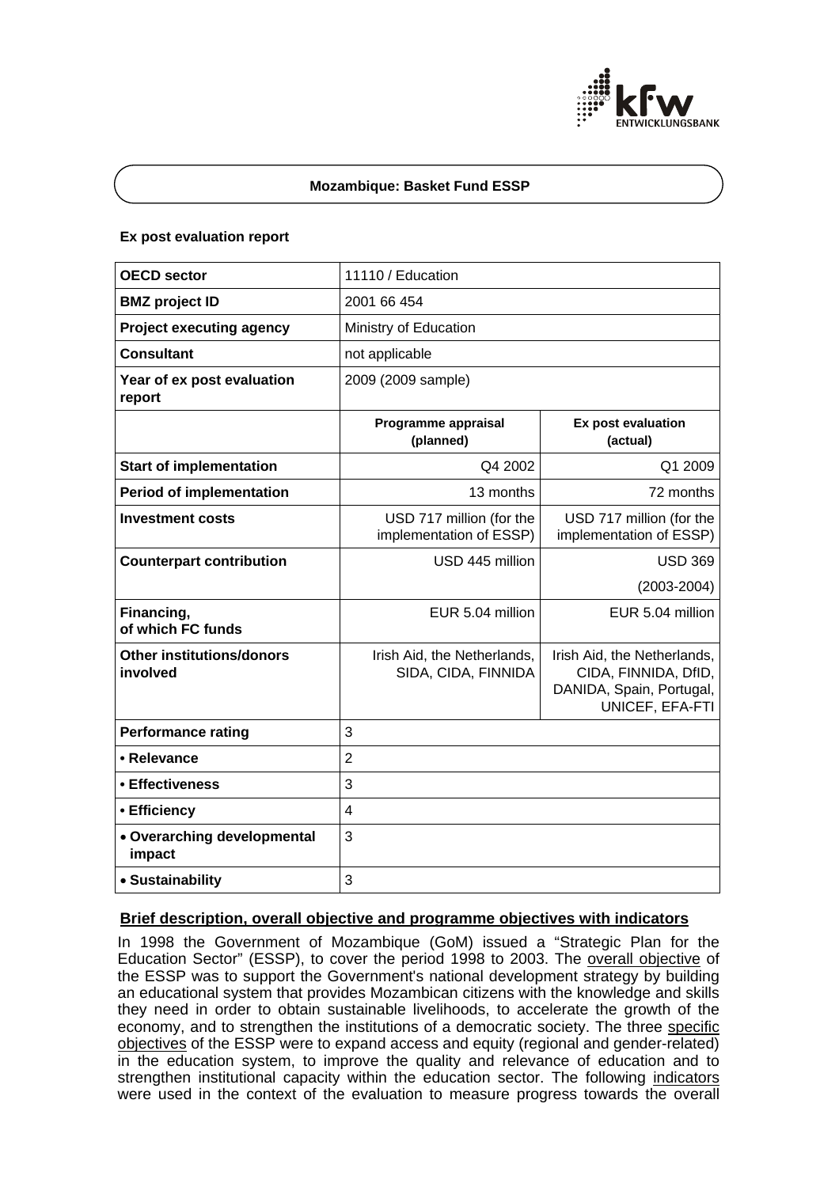**Mozambique: Basket Fund ESSP**

**Ex post evaluation report**

| **OECD sector** | 11110 / Education | |
|---|---|---|
| **BMZ project ID** | 2001 66 454 | |
| **Project executing agency** | Ministry of Education | |
| **Consultant** | not applicable | |
| **Year of ex post evaluation report** | 2009 (2009 sample) | |
| | **Programme appraisal (planned)** | **Ex post evaluation (actual)** |
| **Start of implementation** | Q4 2002 | Q1 2009 |
| **Period of implementation** | 13 months | 72 months |
| **Investment costs** | USD 717 million (for the implementation of ESSP) | USD 717 million (for the implementation of ESSP) |
| **Counterpart contribution** | USD 445 million | USD 369 (2003-2004) |
| **Financing, of which FC funds** | EUR 5.04 million | EUR 5.04 million |
| **Other institutions/donors involved** | Irish Aid, the Netherlands, SIDA, CIDA, FINNIDA | Irish Aid, the Netherlands, CIDA, FINNIDA, DfID, DANIDA, Spain, Portugal, UNICEF, EFA-FTI |
| **Performance rating** | 3 | |
| **• Relevance** | 2 | |
| **• Effectiveness** | 3 | |
| **• Efficiency** | 4 | |
| **• Overarching developmental impact** | 3 | |
| **• Sustainability** | 3 | |

## Brief description, overall objective and programme objectives with indicators

In 1998 the Government of Mozambique (GoM) issued a "Strategic Plan for the Education Sector" (ESSP), to cover the period 1998 to 2003. The overall objective of the ESSP was to support the Government's national development strategy by building an educational system that provides Mozambican citizens with the knowledge and skills they need in order to obtain sustainable livelihoods, to accelerate the growth of the economy, and to strengthen the institutions of a democratic society. The three specific objectives of the ESSP were to expand access and equity (regional and gender-related) in the education system, to improve the quality and relevance of education and to strengthen institutional capacity within the education sector. The following indicators were used in the context of the evaluation to measure progress towards the overall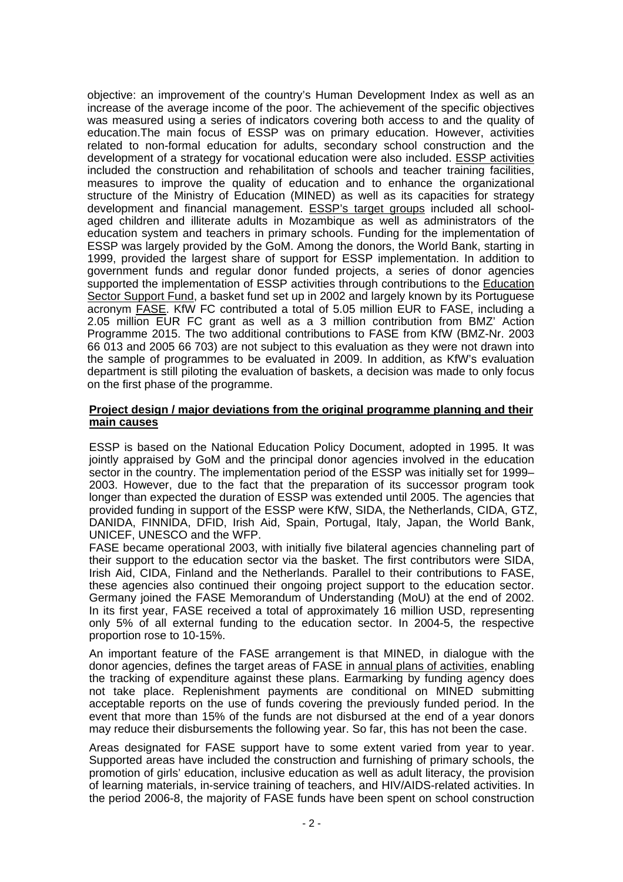objective: an improvement of the country's Human Development Index as well as an increase of the average income of the poor. The achievement of the specific objectives was measured using a series of indicators covering both access to and the quality of education.The main focus of ESSP was on primary education. However, activities related to non-formal education for adults, secondary school construction and the development of a strategy for vocational education were also included. ESSP activities included the construction and rehabilitation of schools and teacher training facilities, measures to improve the quality of education and to enhance the organizational structure of the Ministry of Education (MINED) as well as its capacities for strategy development and financial management. ESSP's target groups included all school-aged children and illiterate adults in Mozambique as well as administrators of the education system and teachers in primary schools. Funding for the implementation of ESSP was largely provided by the GoM. Among the donors, the World Bank, starting in 1999, provided the largest share of support for ESSP implementation. In addition to government funds and regular donor funded projects, a series of donor agencies supported the implementation of ESSP activities through contributions to the Education Sector Support Fund, a basket fund set up in 2002 and largely known by its Portuguese acronym FASE. KfW FC contributed a total of 5.05 million EUR to FASE, including a 2.05 million EUR FC grant as well as a 3 million contribution from BMZ' Action Programme 2015. The two additional contributions to FASE from KfW (BMZ-Nr. 2003 66 013 and 2005 66 703) are not subject to this evaluation as they were not drawn into the sample of programmes to be evaluated in 2009. In addition, as KfW's evaluation department is still piloting the evaluation of baskets, a decision was made to only focus on the first phase of the programme.

**Project design / major deviations from the original programme planning and their main causes**

ESSP is based on the National Education Policy Document, adopted in 1995. It was jointly appraised by GoM and the principal donor agencies involved in the education sector in the country. The implementation period of the ESSP was initially set for 1999–2003. However, due to the fact that the preparation of its successor program took longer than expected the duration of ESSP was extended until 2005. The agencies that provided funding in support of the ESSP were KfW, SIDA, the Netherlands, CIDA, GTZ, DANIDA, FINNIDA, DFID, Irish Aid, Spain, Portugal, Italy, Japan, the World Bank, UNICEF, UNESCO and the WFP.

FASE became operational 2003, with initially five bilateral agencies channeling part of their support to the education sector via the basket. The first contributors were SIDA, Irish Aid, CIDA, Finland and the Netherlands. Parallel to their contributions to FASE, these agencies also continued their ongoing project support to the education sector. Germany joined the FASE Memorandum of Understanding (MoU) at the end of 2002. In its first year, FASE received a total of approximately 16 million USD, representing only 5% of all external funding to the education sector. In 2004-5, the respective proportion rose to 10-15%.

An important feature of the FASE arrangement is that MINED, in dialogue with the donor agencies, defines the target areas of FASE in annual plans of activities, enabling the tracking of expenditure against these plans. Earmarking by funding agency does not take place. Replenishment payments are conditional on MINED submitting acceptable reports on the use of funds covering the previously funded period. In the event that more than 15% of the funds are not disbursed at the end of a year donors may reduce their disbursements the following year. So far, this has not been the case.

Areas designated for FASE support have to some extent varied from year to year. Supported areas have included the construction and furnishing of primary schools, the promotion of girls' education, inclusive education as well as adult literacy, the provision of learning materials, in-service training of teachers, and HIV/AIDS-related activities. In the period 2006-8, the majority of FASE funds have been spent on school construction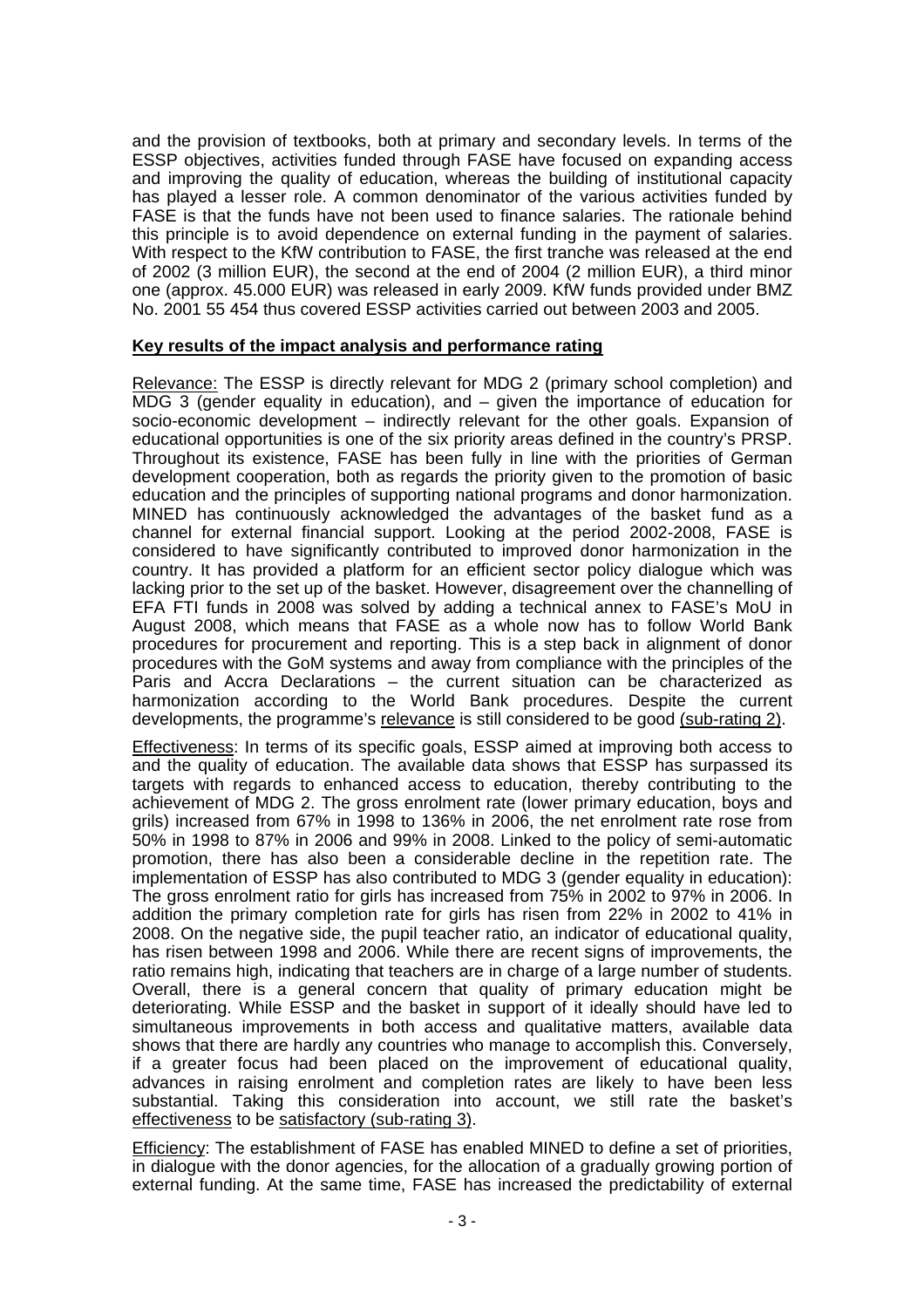and the provision of textbooks, both at primary and secondary levels. In terms of the ESSP objectives, activities funded through FASE have focused on expanding access and improving the quality of education, whereas the building of institutional capacity has played a lesser role. A common denominator of the various activities funded by FASE is that the funds have not been used to finance salaries. The rationale behind this principle is to avoid dependence on external funding in the payment of salaries. With respect to the KfW contribution to FASE, the first tranche was released at the end of 2002 (3 million EUR), the second at the end of 2004 (2 million EUR), a third minor one (approx. 45.000 EUR) was released in early 2009. KfW funds provided under BMZ No. 2001 55 454 thus covered ESSP activities carried out between 2003 and 2005.

**Key results of the impact analysis and performance rating**

Relevance: The ESSP is directly relevant for MDG 2 (primary school completion) and MDG 3 (gender equality in education), and – given the importance of education for socio-economic development – indirectly relevant for the other goals. Expansion of educational opportunities is one of the six priority areas defined in the country's PRSP. Throughout its existence, FASE has been fully in line with the priorities of German development cooperation, both as regards the priority given to the promotion of basic education and the principles of supporting national programs and donor harmonization. MINED has continuously acknowledged the advantages of the basket fund as a channel for external financial support. Looking at the period 2002-2008, FASE is considered to have significantly contributed to improved donor harmonization in the country. It has provided a platform for an efficient sector policy dialogue which was lacking prior to the set up of the basket. However, disagreement over the channelling of EFA FTI funds in 2008 was solved by adding a technical annex to FASE's MoU in August 2008, which means that FASE as a whole now has to follow World Bank procedures for procurement and reporting. This is a step back in alignment of donor procedures with the GoM systems and away from compliance with the principles of the Paris and Accra Declarations – the current situation can be characterized as harmonization according to the World Bank procedures. Despite the current developments, the programme's relevance is still considered to be good (sub-rating 2).

Effectiveness: In terms of its specific goals, ESSP aimed at improving both access to and the quality of education. The available data shows that ESSP has surpassed its targets with regards to enhanced access to education, thereby contributing to the achievement of MDG 2. The gross enrolment rate (lower primary education, boys and grils) increased from 67% in 1998 to 136% in 2006, the net enrolment rate rose from 50% in 1998 to 87% in 2006 and 99% in 2008. Linked to the policy of semi-automatic promotion, there has also been a considerable decline in the repetition rate. The implementation of ESSP has also contributed to MDG 3 (gender equality in education): The gross enrolment ratio for girls has increased from 75% in 2002 to 97% in 2006. In addition the primary completion rate for girls has risen from 22% in 2002 to 41% in 2008. On the negative side, the pupil teacher ratio, an indicator of educational quality, has risen between 1998 and 2006. While there are recent signs of improvements, the ratio remains high, indicating that teachers are in charge of a large number of students. Overall, there is a general concern that quality of primary education might be deteriorating. While ESSP and the basket in support of it ideally should have led to simultaneous improvements in both access and qualitative matters, available data shows that there are hardly any countries who manage to accomplish this. Conversely, if a greater focus had been placed on the improvement of educational quality, advances in raising enrolment and completion rates are likely to have been less substantial. Taking this consideration into account, we still rate the basket's effectiveness to be satisfactory (sub-rating 3).

Efficiency: The establishment of FASE has enabled MINED to define a set of priorities, in dialogue with the donor agencies, for the allocation of a gradually growing portion of external funding. At the same time, FASE has increased the predictability of external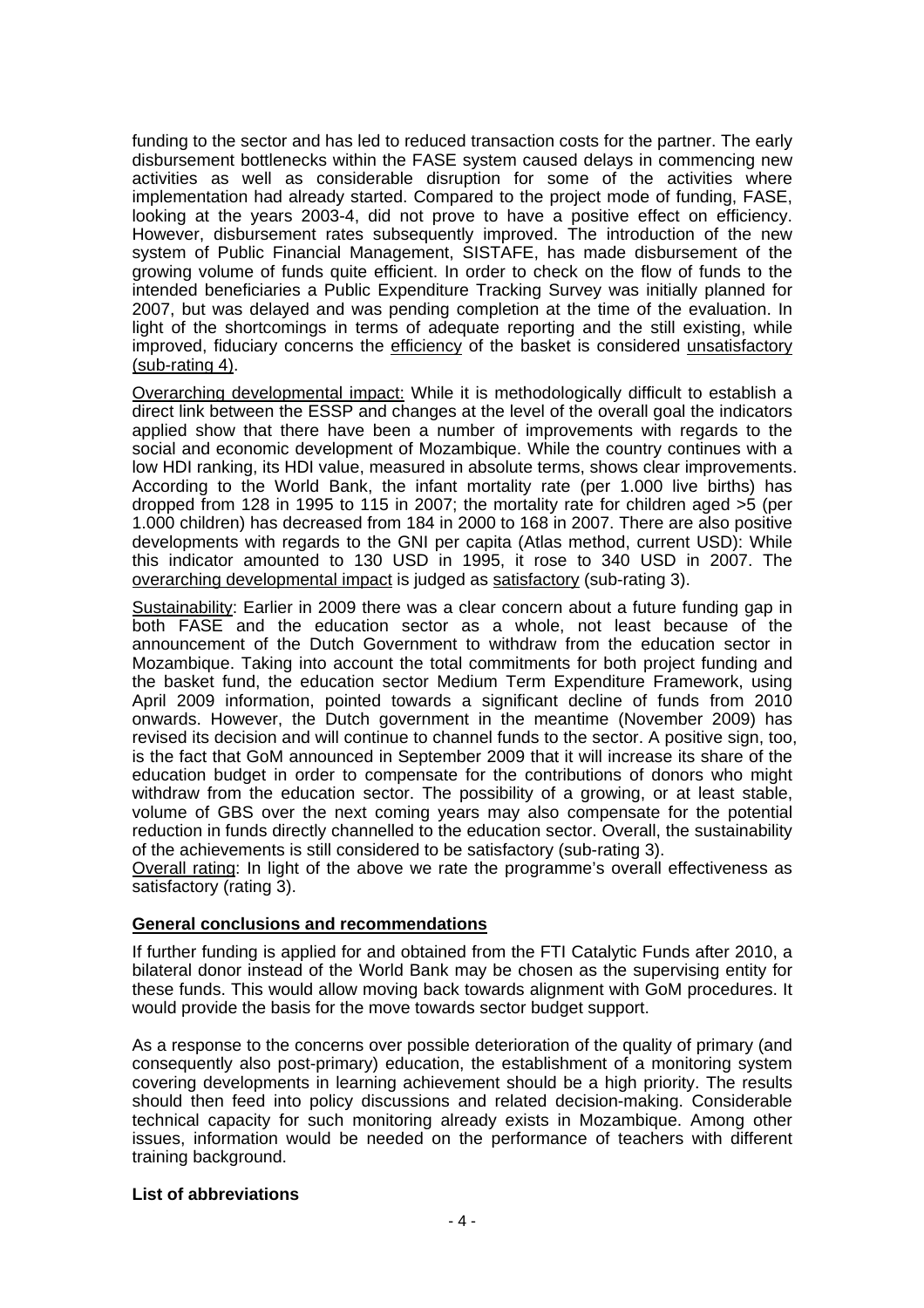funding to the sector and has led to reduced transaction costs for the partner. The early disbursement bottlenecks within the FASE system caused delays in commencing new activities as well as considerable disruption for some of the activities where implementation had already started. Compared to the project mode of funding, FASE, looking at the years 2003-4, did not prove to have a positive effect on efficiency. However, disbursement rates subsequently improved. The introduction of the new system of Public Financial Management, SISTAFE, has made disbursement of the growing volume of funds quite efficient. In order to check on the flow of funds to the intended beneficiaries a Public Expenditure Tracking Survey was initially planned for 2007, but was delayed and was pending completion at the time of the evaluation. In light of the shortcomings in terms of adequate reporting and the still existing, while improved, fiduciary concerns the efficiency of the basket is considered unsatisfactory (sub-rating 4).

Overarching developmental impact: While it is methodologically difficult to establish a direct link between the ESSP and changes at the level of the overall goal the indicators applied show that there have been a number of improvements with regards to the social and economic development of Mozambique. While the country continues with a low HDI ranking, its HDI value, measured in absolute terms, shows clear improvements. According to the World Bank, the infant mortality rate (per 1.000 live births) has dropped from 128 in 1995 to 115 in 2007; the mortality rate for children aged >5 (per 1.000 children) has decreased from 184 in 2000 to 168 in 2007. There are also positive developments with regards to the GNI per capita (Atlas method, current USD): While this indicator amounted to 130 USD in 1995, it rose to 340 USD in 2007. The overarching developmental impact is judged as satisfactory (sub-rating 3).

Sustainability: Earlier in 2009 there was a clear concern about a future funding gap in both FASE and the education sector as a whole, not least because of the announcement of the Dutch Government to withdraw from the education sector in Mozambique. Taking into account the total commitments for both project funding and the basket fund, the education sector Medium Term Expenditure Framework, using April 2009 information, pointed towards a significant decline of funds from 2010 onwards. However, the Dutch government in the meantime (November 2009) has revised its decision and will continue to channel funds to the sector. A positive sign, too, is the fact that GoM announced in September 2009 that it will increase its share of the education budget in order to compensate for the contributions of donors who might withdraw from the education sector. The possibility of a growing, or at least stable, volume of GBS over the next coming years may also compensate for the potential reduction in funds directly channelled to the education sector. Overall, the sustainability of the achievements is still considered to be satisfactory (sub-rating 3).

Overall rating: In light of the above we rate the programme's overall effectiveness as satisfactory (rating 3).

## General conclusions and recommendations

If further funding is applied for and obtained from the FTI Catalytic Funds after 2010, a bilateral donor instead of the World Bank may be chosen as the supervising entity for these funds. This would allow moving back towards alignment with GoM procedures. It would provide the basis for the move towards sector budget support.

As a response to the concerns over possible deterioration of the quality of primary (and consequently also post-primary) education, the establishment of a monitoring system covering developments in learning achievement should be a high priority. The results should then feed into policy discussions and related decision-making. Considerable technical capacity for such monitoring already exists in Mozambique. Among other issues, information would be needed on the performance of teachers with different training background.

## List of abbreviations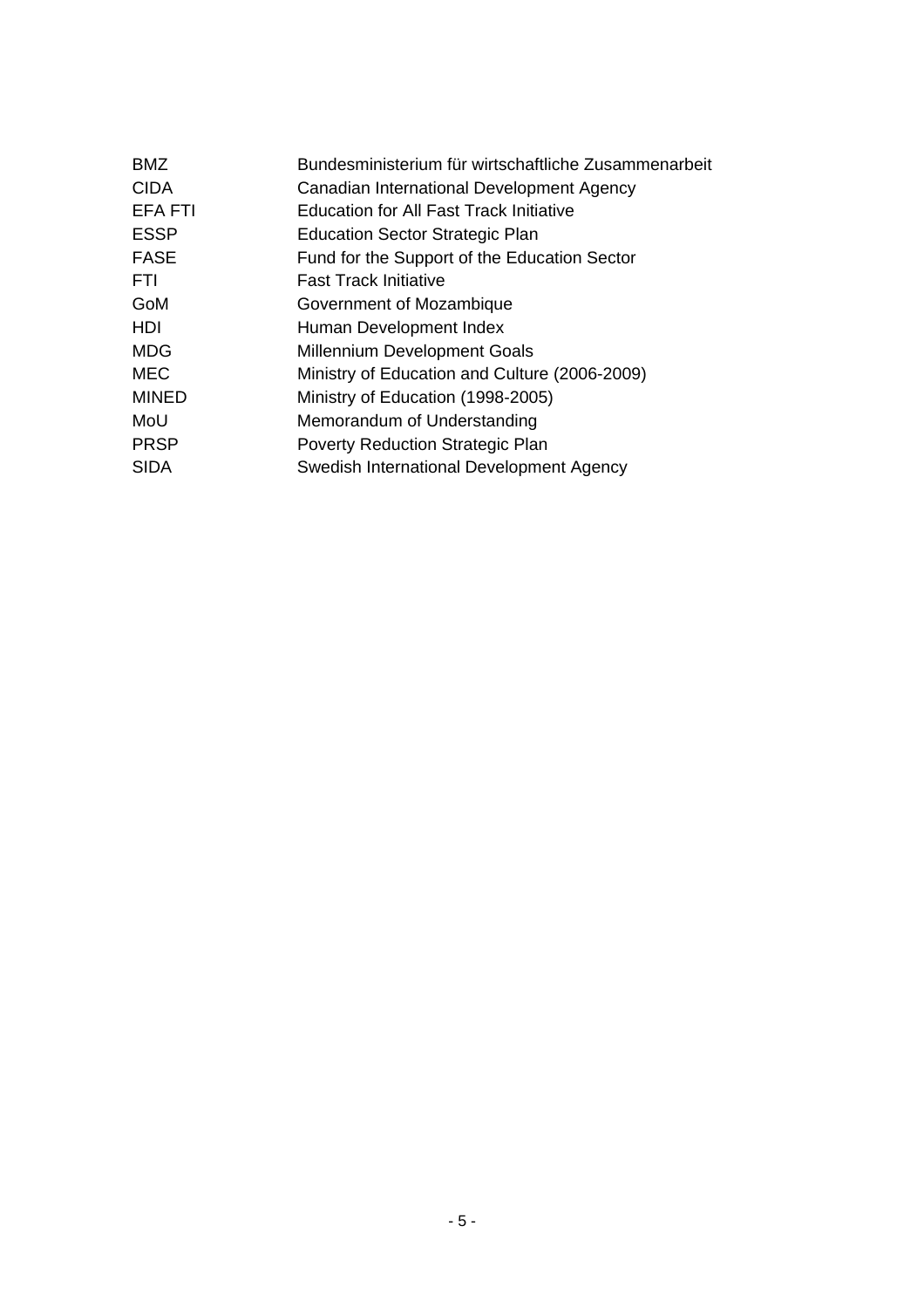| | |
|---|---|
| BMZ | Bundesministerium für wirtschaftliche Zusammenarbeit |
| CIDA | Canadian International Development Agency |
| EFA FTI | Education for All Fast Track Initiative |
| ESSP | Education Sector Strategic Plan |
| FASE | Fund for the Support of the Education Sector |
| FTI | Fast Track Initiative |
| GoM | Government of Mozambique |
| HDI | Human Development Index |
| MDG | Millennium Development Goals |
| MEC | Ministry of Education and Culture (2006-2009) |
| MINED | Ministry of Education (1998-2005) |
| MoU | Memorandum of Understanding |
| PRSP | Poverty Reduction Strategic Plan |
| SIDA | Swedish International Development Agency |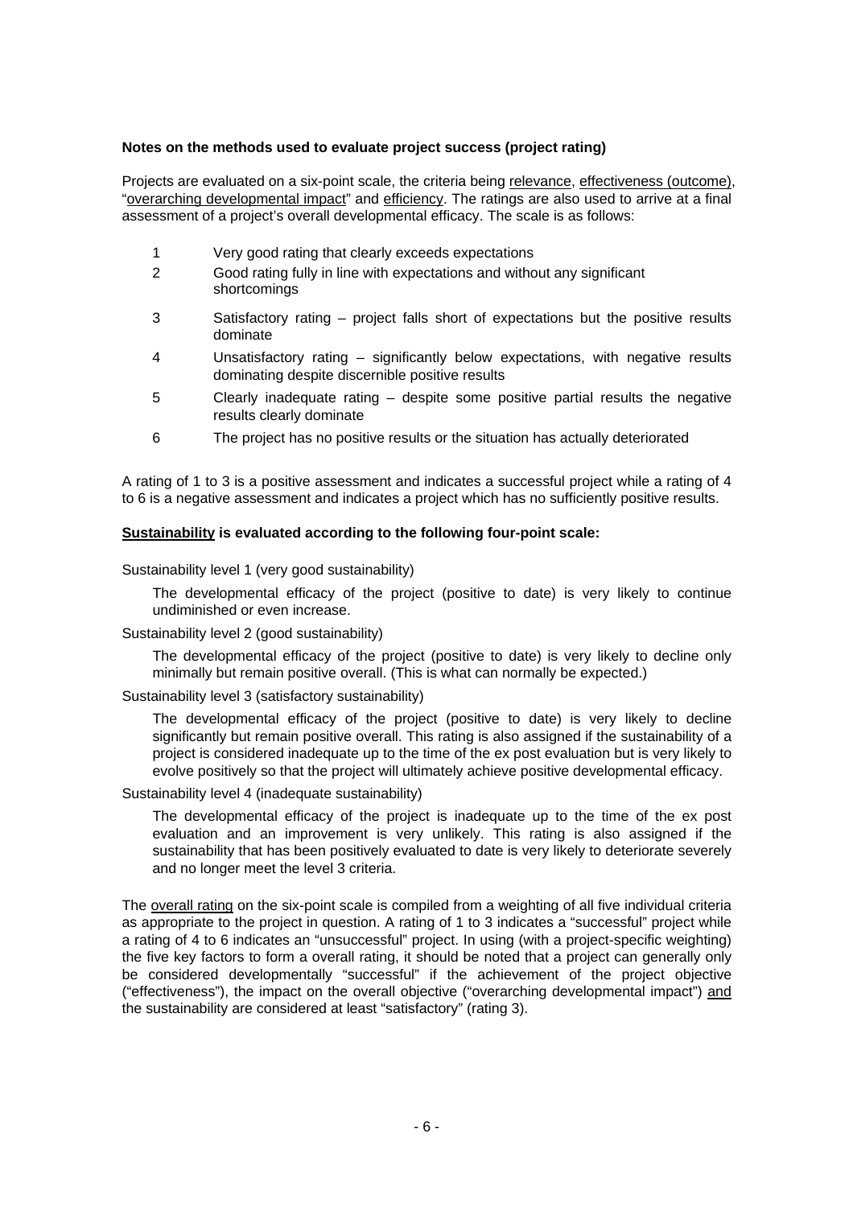**Notes on the methods used to evaluate project success (project rating)**

Projects are evaluated on a six-point scale, the criteria being relevance, effectiveness (outcome), "overarching developmental impact" and efficiency. The ratings are also used to arrive at a final assessment of a project's overall developmental efficacy. The scale is as follows:

1 Very good rating that clearly exceeds expectations

2 Good rating fully in line with expectations and without any significant shortcomings

3 Satisfactory rating – project falls short of expectations but the positive results dominate

4 Unsatisfactory rating – significantly below expectations, with negative results dominating despite discernible positive results

5 Clearly inadequate rating – despite some positive partial results the negative results clearly dominate

6 The project has no positive results or the situation has actually deteriorated

A rating of 1 to 3 is a positive assessment and indicates a successful project while a rating of 4 to 6 is a negative assessment and indicates a project which has no sufficiently positive results.

**Sustainability is evaluated according to the following four-point scale:**

Sustainability level 1 (very good sustainability)

The developmental efficacy of the project (positive to date) is very likely to continue undiminished or even increase.

Sustainability level 2 (good sustainability)

The developmental efficacy of the project (positive to date) is very likely to decline only minimally but remain positive overall. (This is what can normally be expected.)

Sustainability level 3 (satisfactory sustainability)

The developmental efficacy of the project (positive to date) is very likely to decline significantly but remain positive overall. This rating is also assigned if the sustainability of a project is considered inadequate up to the time of the ex post evaluation but is very likely to evolve positively so that the project will ultimately achieve positive developmental efficacy.

Sustainability level 4 (inadequate sustainability)

The developmental efficacy of the project is inadequate up to the time of the ex post evaluation and an improvement is very unlikely. This rating is also assigned if the sustainability that has been positively evaluated to date is very likely to deteriorate severely and no longer meet the level 3 criteria.

The overall rating on the six-point scale is compiled from a weighting of all five individual criteria as appropriate to the project in question. A rating of 1 to 3 indicates a "successful" project while a rating of 4 to 6 indicates an "unsuccessful" project. In using (with a project-specific weighting) the five key factors to form a overall rating, it should be noted that a project can generally only be considered developmentally "successful" if the achievement of the project objective ("effectiveness"), the impact on the overall objective ("overarching developmental impact") and the sustainability are considered at least "satisfactory" (rating 3).